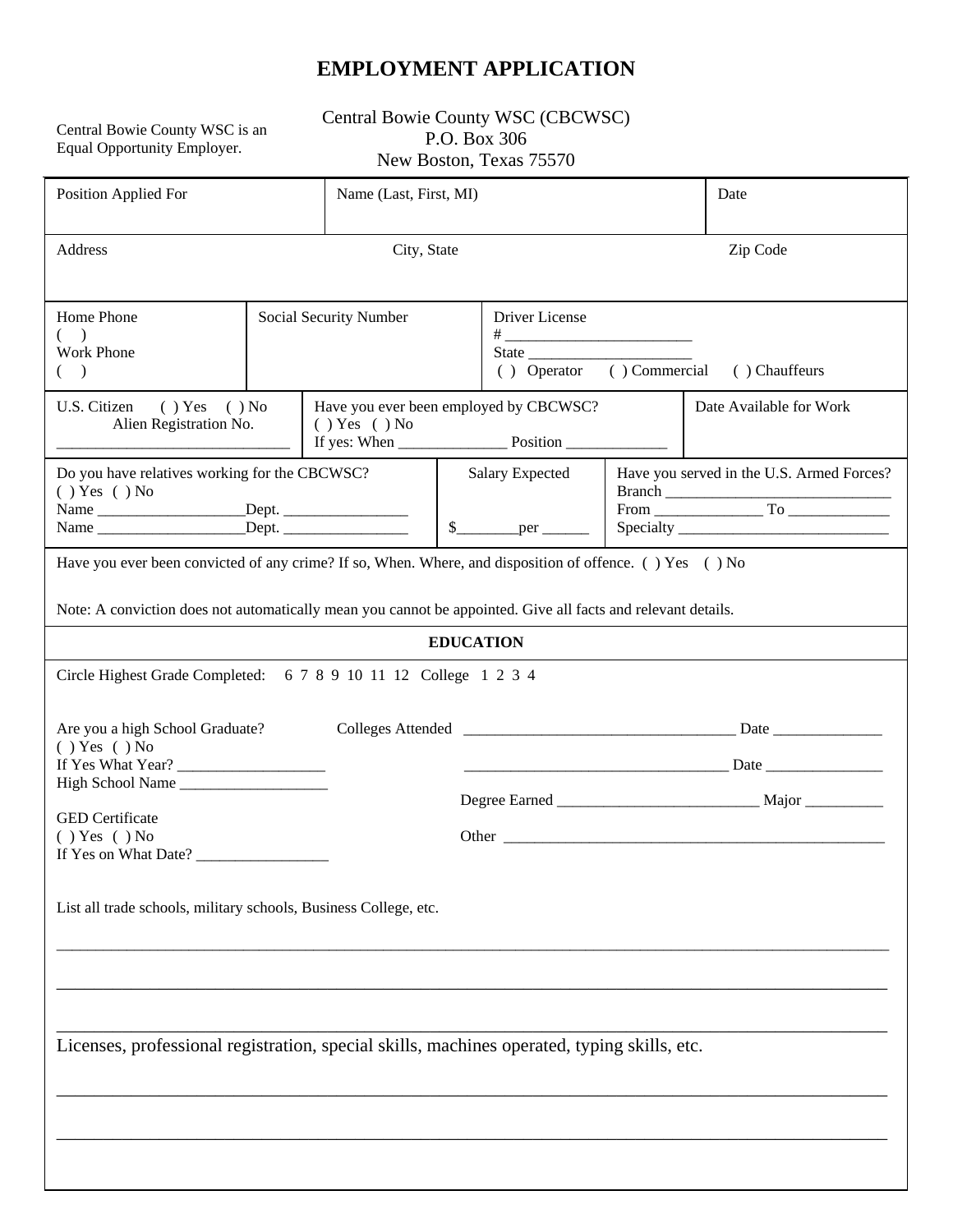# EMPLOYMENT APPLICATION

Central Bowie County WSC is an Equal Opportunity Employer.

Central Bowie County WSC (CBCWSC)
P.O. Box 306
New Boston, Texas 75570

| Position Applied For | Name (Last, First, MI) | Date |
|---|---|---|
| | | |

| Address | City, State | Zip Code |
|---|---|---|
| | | |

| Home Phone ( ) Work Phone ( ) | Social Security Number | Driver License # ________________________ State _____________________ ( ) Operator ( ) Commercial ( ) Chauffeurs |
|---|---|---|

| U.S. Citizen ( ) Yes ( ) No Alien Registration No. ______________________________ | Have you ever been employed by CBCWSC? ( ) Yes ( ) No If yes: When ______________ Position _____________ | Date Available for Work |
|---|---|---|

| Do you have relatives working for the CBCWSC? ( ) Yes ( ) No Name ___________________Dept. ________________ Name ___________________Dept. ________________ | Salary Expected $________per ______ | Have you served in the U.S. Armed Forces? Branch _____________________________ From ______________ To _____________ Specialty ___________________________ |
|---|---|---|

Have you ever been convicted of any crime? If so, When. Where, and disposition of offence. ( ) Yes ( ) No

Note: A conviction does not automatically mean you cannot be appointed. Give all facts and relevant details.

## EDUCATION

Circle Highest Grade Completed: 6 7 8 9 10 11 12 College 1 2 3 4

Are you a high School Graduate?
( ) Yes ( ) No
If Yes What Year? ___________________
High School Name ___________________

GED Certificate
( ) Yes ( ) No
If Yes on What Date? _________________

Colleges Attended ___________________________________ Date ______________

___________________________________ Date _______________

Degree Earned __________________________ Major __________

Other ___________________________________________________

List all trade schools, military schools, Business College, etc.

_______________________________________________________________________________________________

_______________________________________________________________________________________________

_______________________________________________________________________________________________

Licenses, professional registration, special skills, machines operated, typing skills, etc.

_______________________________________________________________________________________________

_______________________________________________________________________________________________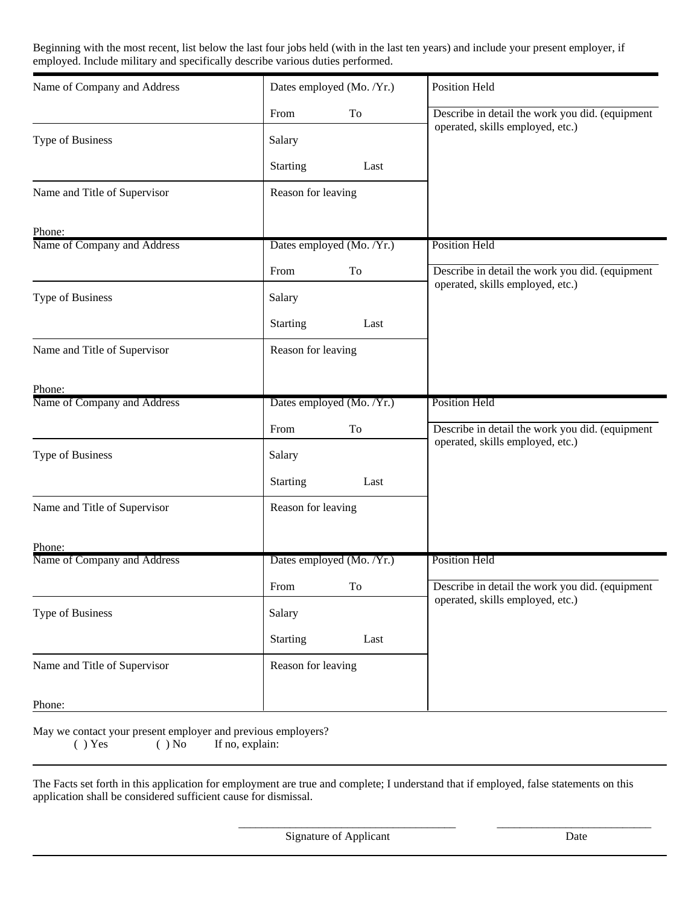Beginning with the most recent, list below the last four jobs held (with in the last ten years) and include your present employer, if employed. Include military and specifically describe various duties performed.

| Name of Company and Address | Dates employed (Mo. /Yr.) From To | Position Held |
|---|---|---|
| Type of Business | Salary Starting Last | Describe in detail the work you did. (equipment operated, skills employed, etc.) |
| Name and Title of Supervisor<br><br>Phone: | Reason for leaving | |

| Name of Company and Address | Dates employed (Mo. /Yr.) From To | Position Held |
|---|---|---|
| Type of Business | Salary Starting Last | Describe in detail the work you did. (equipment operated, skills employed, etc.) |
| Name and Title of Supervisor<br><br>Phone: | Reason for leaving | |

| Name of Company and Address | Dates employed (Mo. /Yr.) From To | Position Held |
|---|---|---|
| Type of Business | Salary Starting Last | Describe in detail the work you did. (equipment operated, skills employed, etc.) |
| Name and Title of Supervisor<br><br>Phone: | Reason for leaving | |

| Name of Company and Address | Dates employed (Mo. /Yr.) From To | Position Held |
|---|---|---|
| Type of Business | Salary Starting Last | Describe in detail the work you did. (equipment operated, skills employed, etc.) |
| Name and Title of Supervisor<br><br>Phone: | Reason for leaving | |

May we contact your present employer and previous employers?
( ) Yes ( ) No If no, explain:

---

The Facts set forth in this application for employment are true and complete; I understand that if employed, false statements on this application shall be considered sufficient cause for dismissal.

_______________________________________ Signature of Applicant

_____________________________ Date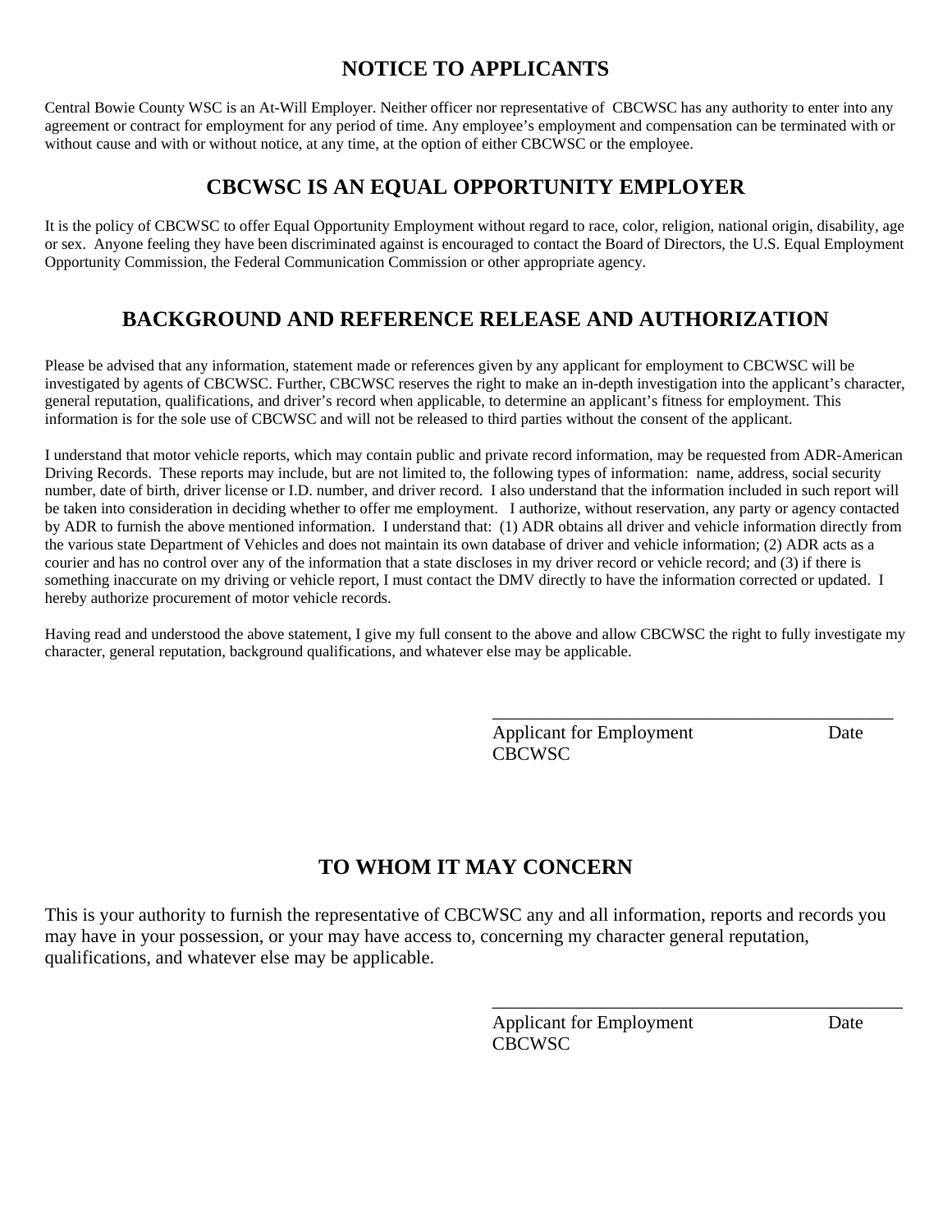# NOTICE TO APPLICANTS

Central Bowie County WSC is an At-Will Employer. Neither officer nor representative of CBCWSC has any authority to enter into any agreement or contract for employment for any period of time. Any employee's employment and compensation can be terminated with or without cause and with or without notice, at any time, at the option of either CBCWSC or the employee.

# CBCWSC IS AN EQUAL OPPORTUNITY EMPLOYER

It is the policy of CBCWSC to offer Equal Opportunity Employment without regard to race, color, religion, national origin, disability, age or sex. Anyone feeling they have been discriminated against is encouraged to contact the Board of Directors, the U.S. Equal Employment Opportunity Commission, the Federal Communication Commission or other appropriate agency.

# BACKGROUND AND REFERENCE RELEASE AND AUTHORIZATION

Please be advised that any information, statement made or references given by any applicant for employment to CBCWSC will be investigated by agents of CBCWSC. Further, CBCWSC reserves the right to make an in-depth investigation into the applicant's character, general reputation, qualifications, and driver's record when applicable, to determine an applicant's fitness for employment. This information is for the sole use of CBCWSC and will not be released to third parties without the consent of the applicant.

I understand that motor vehicle reports, which may contain public and private record information, may be requested from ADR-American Driving Records. These reports may include, but are not limited to, the following types of information: name, address, social security number, date of birth, driver license or I.D. number, and driver record. I also understand that the information included in such report will be taken into consideration in deciding whether to offer me employment. I authorize, without reservation, any party or agency contacted by ADR to furnish the above mentioned information. I understand that: (1) ADR obtains all driver and vehicle information directly from the various state Department of Vehicles and does not maintain its own database of driver and vehicle information; (2) ADR acts as a courier and has no control over any of the information that a state discloses in my driver record or vehicle record; and (3) if there is something inaccurate on my driving or vehicle report, I must contact the DMV directly to have the information corrected or updated. I hereby authorize procurement of motor vehicle records.

Having read and understood the above statement, I give my full consent to the above and allow CBCWSC the right to fully investigate my character, general reputation, background qualifications, and whatever else may be applicable.

\_\_\_\_\_\_\_\_\_\_\_\_\_\_\_\_\_\_\_\_\_\_\_\_\_\_\_\_\_\_\_\_\_\_\_\_\_\_\_\_\_\_\_\_
Applicant for Employment Date
CBCWSC

# TO WHOM IT MAY CONCERN

This is your authority to furnish the representative of CBCWSC any and all information, reports and records you may have in your possession, or your may have access to, concerning my character general reputation, qualifications, and whatever else may be applicable.

\_\_\_\_\_\_\_\_\_\_\_\_\_\_\_\_\_\_\_\_\_\_\_\_\_\_\_\_\_\_\_\_\_\_\_\_\_\_\_\_\_\_\_\_
Applicant for Employment Date
CBCWSC